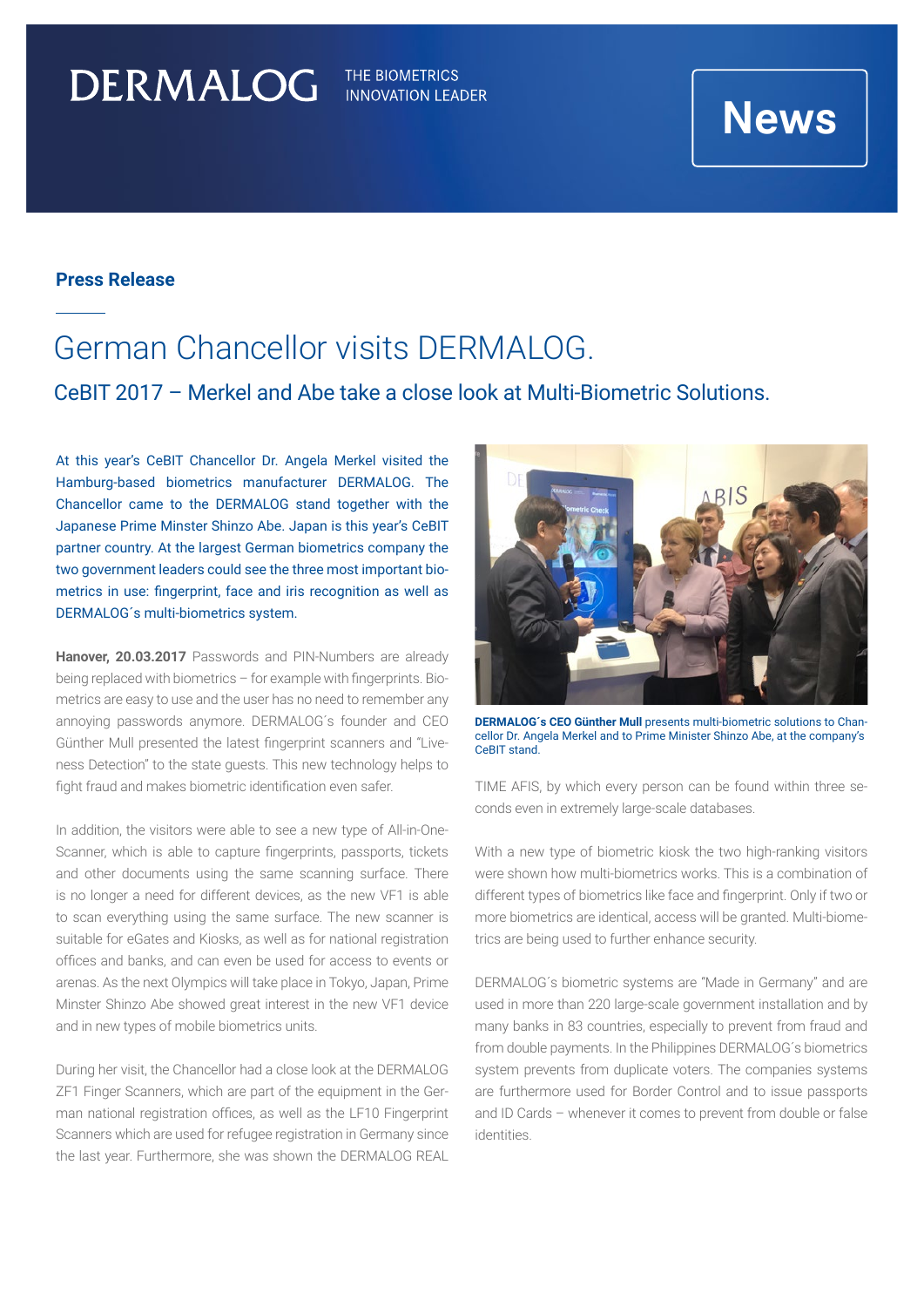DERMALOG THE BIOMETRICS INNOVATION LEADER

News

**Press Release**

# German Chancellor visits DERMALOG.

## CeBIT 2017 – Merkel and Abe take a close look at Multi-Biometric Solutions.

At this year's CeBIT Chancellor Dr. Angela Merkel visited the Hamburg-based biometrics manufacturer DERMALOG. The Chancellor came to the DERMALOG stand together with the Japanese Prime Minster Shinzo Abe. Japan is this year's CeBIT partner country. At the largest German biometrics company the two government leaders could see the three most important biometrics in use: fingerprint, face and iris recognition as well as DERMALOG´s multi-biometrics system.

**Hanover, 20.03.2017** Passwords and PIN-Numbers are already being replaced with biometrics – for example with fingerprints. Biometrics are easy to use and the user has no need to remember any annoying passwords anymore. DERMALOG´s founder and CEO Günther Mull presented the latest fingerprint scanners and "Liveness Detection" to the state guests. This new technology helps to fight fraud and makes biometric identification even safer.

In addition, the visitors were able to see a new type of All-in-One-Scanner, which is able to capture fingerprints, passports, tickets and other documents using the same scanning surface. There is no longer a need for different devices, as the new VF1 is able to scan everything using the same surface. The new scanner is suitable for eGates and Kiosks, as well as for national registration offices and banks, and can even be used for access to events or arenas. As the next Olympics will take place in Tokyo, Japan, Prime Minster Shinzo Abe showed great interest in the new VF1 device and in new types of mobile biometrics units.

During her visit, the Chancellor had a close look at the DERMALOG ZF1 Finger Scanners, which are part of the equipment in the German national registration offices, as well as the LF10 Fingerprint Scanners which are used for refugee registration in Germany since the last year. Furthermore, she was shown the DERMALOG REAL TIME AFIS, by which every person can be found within three seconds even in extremely large-scale databases.

**DERMALOG´s CEO Günther Mull** presents multi-biometric solutions to Chancellor Dr. Angela Merkel and to Prime Minister Shinzo Abe, at the company's CeBIT stand.

With a new type of biometric kiosk the two high-ranking visitors were shown how multi-biometrics works. This is a combination of different types of biometrics like face and fingerprint. Only if two or more biometrics are identical, access will be granted. Multi-biometrics are being used to further enhance security.

DERMALOG´s biometric systems are "Made in Germany" and are used in more than 220 large-scale government installation and by many banks in 83 countries, especially to prevent from fraud and from double payments. In the Philippines DERMALOG´s biometrics system prevents from duplicate voters. The companies systems are furthermore used for Border Control and to issue passports and ID Cards – whenever it comes to prevent from double or false identities.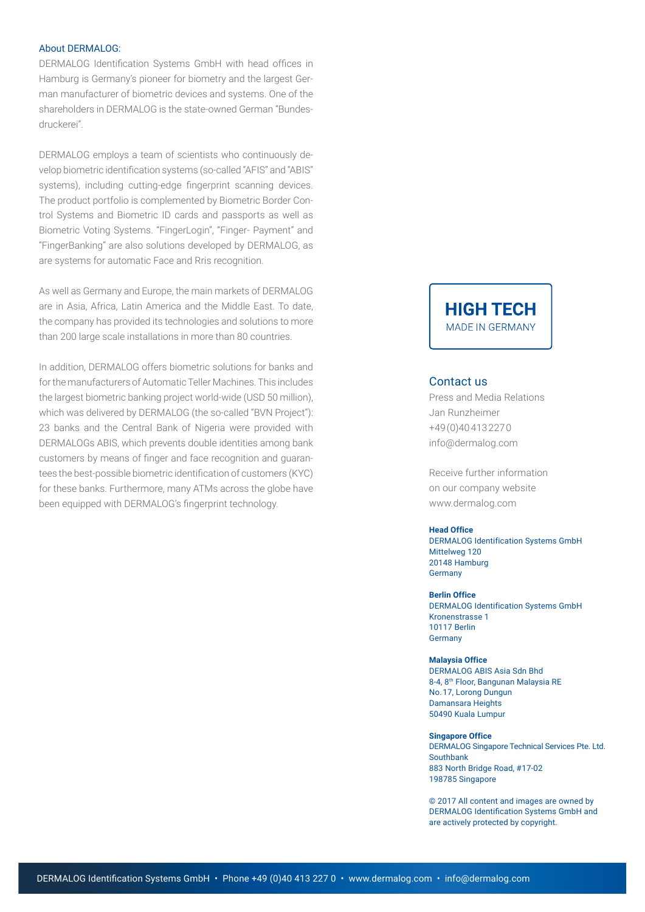## About DERMALOG:

DERMALOG Identification Systems GmbH with head offices in Hamburg is Germany's pioneer for biometry and the largest German manufacturer of biometric devices and systems. One of the shareholders in DERMALOG is the state-owned German "Bundesdruckerei".

DERMALOG employs a team of scientists who continuously develop biometric identification systems (so-called "AFIS" and "ABIS" systems), including cutting-edge fingerprint scanning devices. The product portfolio is complemented by Biometric Border Control Systems and Biometric ID cards and passports as well as Biometric Voting Systems. "FingerLogin", "Finger- Payment" and "FingerBanking" are also solutions developed by DERMALOG, as are systems for automatic Face and Rris recognition.

As well as Germany and Europe, the main markets of DERMALOG are in Asia, Africa, Latin America and the Middle East. To date, the company has provided its technologies and solutions to more than 200 large scale installations in more than 80 countries.

In addition, DERMALOG offers biometric solutions for banks and for the manufacturers of Automatic Teller Machines. This includes the largest biometric banking project world-wide (USD 50 million), which was delivered by DERMALOG (the so-called "BVN Project"): 23 banks and the Central Bank of Nigeria were provided with DERMALOGs ABIS, which prevents double identities among bank customers by means of finger and face recognition and guarantees the best-possible biometric identification of customers (KYC) for these banks. Furthermore, many ATMs across the globe have been equipped with DERMALOG's fingerprint technology.

**HIGH TECH**
MADE IN GERMANY

## Contact us

Press and Media Relations
Jan Runzheimer
+49 (0)40 413 227 0
info@dermalog.com

Receive further information
on our company website
www.dermalog.com

**Head Office**
DERMALOG Identification Systems GmbH
Mittelweg 120
20148 Hamburg
Germany

**Berlin Office**
DERMALOG Identification Systems GmbH
Kronenstrasse 1
10117 Berlin
Germany

**Malaysia Office**
DERMALOG ABIS Asia Sdn Bhd
8-4, 8th Floor, Bangunan Malaysia RE
No.17, Lorong Dungun
Damansara Heights
50490 Kuala Lumpur

**Singapore Office**
DERMALOG Singapore Technical Services Pte. Ltd.
Southbank
883 North Bridge Road, #17-02
198785 Singapore

© 2017 All content and images are owned by DERMALOG Identification Systems GmbH and are actively protected by copyright.

DERMALOG Identification Systems GmbH • Phone +49 (0)40 413 227 0 • www.dermalog.com • info@dermalog.com